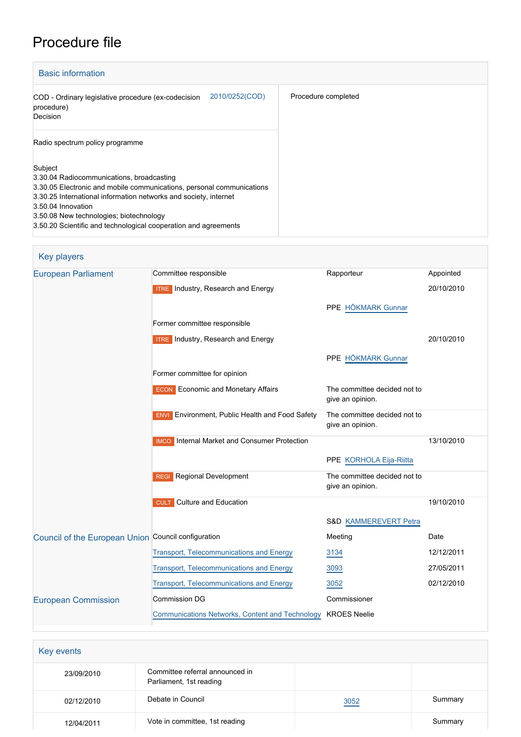# Procedure file

## Basic information

| | |
|---|---|
| COD - Ordinary legislative procedure (ex-codecision procedure) Decision 2010/0252(COD) | Procedure completed |
| Radio spectrum policy programme | |
| Subject<br>3.30.04 Radiocommunications, broadcasting<br>3.30.05 Electronic and mobile communications, personal communications<br>3.30.25 International information networks and society, internet<br>3.50.04 Innovation<br>3.50.08 New technologies; biotechnology<br>3.50.20 Scientific and technological cooperation and agreements | |

## Key players

| | | | |
|---|---|---|---|
| European Parliament | Committee responsible | Rapporteur | Appointed |
| | ITRE Industry, Research and Energy | | 20/10/2010 |
| | | PPE HÖKMARK Gunnar | |
| | Former committee responsible | | |
| | ITRE Industry, Research and Energy | | 20/10/2010 |
| | | PPE HÖKMARK Gunnar | |
| | Former committee for opinion | | |
| | ECON Economic and Monetary Affairs | The committee decided not to give an opinion. | |
| | ENVI Environment, Public Health and Food Safety | The committee decided not to give an opinion. | |
| | IMCO Internal Market and Consumer Protection | | 13/10/2010 |
| | | PPE KORHOLA Eija-Riitta | |
| | REGI Regional Development | The committee decided not to give an opinion. | |
| | CULT Culture and Education | | 19/10/2010 |
| | | S&D KAMMEREVERT Petra | |
| Council of the European Union | Council configuration | Meeting | Date |
| | Transport, Telecommunications and Energy | 3134 | 12/12/2011 |
| | Transport, Telecommunications and Energy | 3093 | 27/05/2011 |
| | Transport, Telecommunications and Energy | 3052 | 02/12/2010 |
| European Commission | Commission DG | Commissioner | |
| | Communications Networks, Content and Technology | KROES Neelie | |

## Key events

| | | | |
|---|---|---|---|
| 23/09/2010 | Committee referral announced in Parliament, 1st reading | | |
| 02/12/2010 | Debate in Council | 3052 | Summary |
| 12/04/2011 | Vote in committee, 1st reading | | Summary |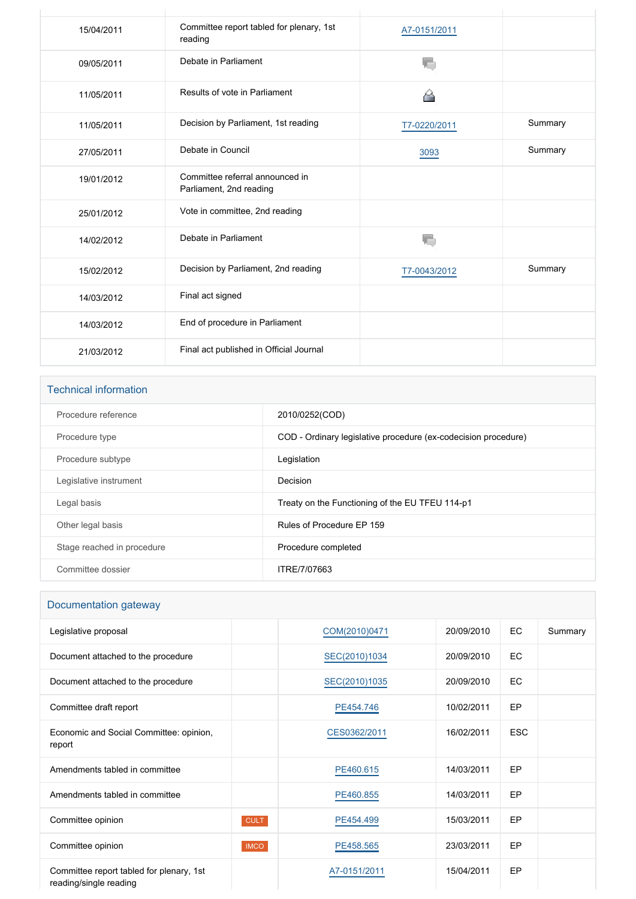| | | | |
|---|---|---|---|
| 15/04/2011 | Committee report tabled for plenary, 1st reading | A7-0151/2011 | |
| 09/05/2011 | Debate in Parliament | | |
| 11/05/2011 | Results of vote in Parliament | | |
| 11/05/2011 | Decision by Parliament, 1st reading | T7-0220/2011 | Summary |
| 27/05/2011 | Debate in Council | 3093 | Summary |
| 19/01/2012 | Committee referral announced in Parliament, 2nd reading | | |
| 25/01/2012 | Vote in committee, 2nd reading | | |
| 14/02/2012 | Debate in Parliament | | |
| 15/02/2012 | Decision by Parliament, 2nd reading | T7-0043/2012 | Summary |
| 14/03/2012 | Final act signed | | |
| 14/03/2012 | End of procedure in Parliament | | |
| 21/03/2012 | Final act published in Official Journal | | |

## Technical information

| | |
|---|---|
| Procedure reference | 2010/0252(COD) |
| Procedure type | COD - Ordinary legislative procedure (ex-codecision procedure) |
| Procedure subtype | Legislation |
| Legislative instrument | Decision |
| Legal basis | Treaty on the Functioning of the EU TFEU 114-p1 |
| Other legal basis | Rules of Procedure EP 159 |
| Stage reached in procedure | Procedure completed |
| Committee dossier | ITRE/7/07663 |

## Documentation gateway

| | | | | | |
|---|---|---|---|---|---|
| Legislative proposal | | COM(2010)0471 | 20/09/2010 | EC | Summary |
| Document attached to the procedure | | SEC(2010)1034 | 20/09/2010 | EC | |
| Document attached to the procedure | | SEC(2010)1035 | 20/09/2010 | EC | |
| Committee draft report | | PE454.746 | 10/02/2011 | EP | |
| Economic and Social Committee: opinion, report | | CES0362/2011 | 16/02/2011 | ESC | |
| Amendments tabled in committee | | PE460.615 | 14/03/2011 | EP | |
| Amendments tabled in committee | | PE460.855 | 14/03/2011 | EP | |
| Committee opinion | CULT | PE454.499 | 15/03/2011 | EP | |
| Committee opinion | IMCO | PE458.565 | 23/03/2011 | EP | |
| Committee report tabled for plenary, 1st reading/single reading | | A7-0151/2011 | 15/04/2011 | EP | |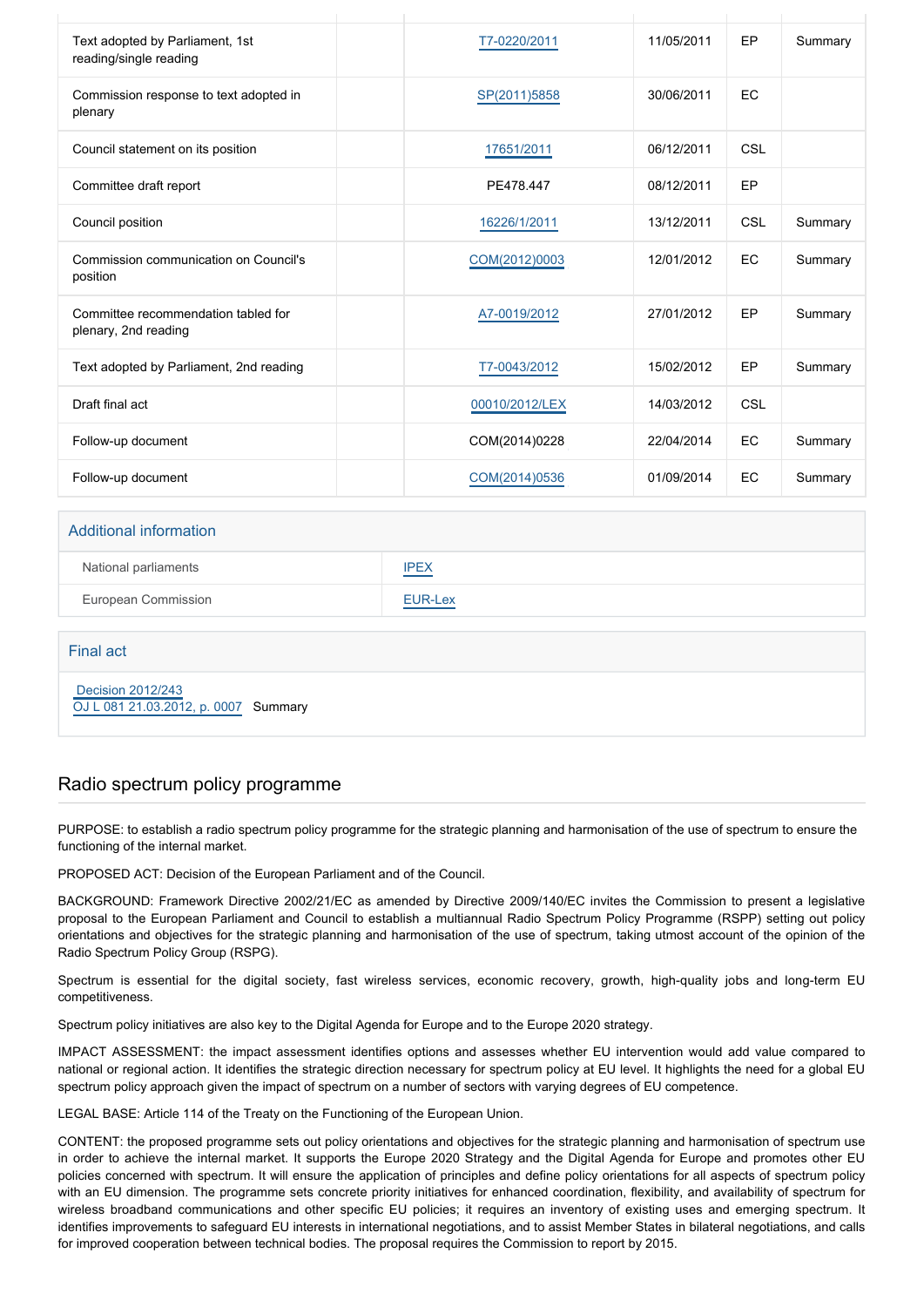| | | | | | |
|---|---|---|---|---|---|
| Text adopted by Parliament, 1st reading/single reading | | T7-0220/2011 | 11/05/2011 | EP | Summary |
| Commission response to text adopted in plenary | | SP(2011)5858 | 30/06/2011 | EC | |
| Council statement on its position | | 17651/2011 | 06/12/2011 | CSL | |
| Committee draft report | | PE478.447 | 08/12/2011 | EP | |
| Council position | | 16226/1/2011 | 13/12/2011 | CSL | Summary |
| Commission communication on Council's position | | COM(2012)0003 | 12/01/2012 | EC | Summary |
| Committee recommendation tabled for plenary, 2nd reading | | A7-0019/2012 | 27/01/2012 | EP | Summary |
| Text adopted by Parliament, 2nd reading | | T7-0043/2012 | 15/02/2012 | EP | Summary |
| Draft final act | | 00010/2012/LEX | 14/03/2012 | CSL | |
| Follow-up document | | COM(2014)0228 | 22/04/2014 | EC | Summary |
| Follow-up document | | COM(2014)0536 | 01/09/2014 | EC | Summary |

## Additional information

| | |
|---|---|
| National parliaments | IPEX |
| European Commission | EUR-Lex |

## Final act

Decision 2012/243
OJ L 081 21.03.2012, p. 0007 Summary

## Radio spectrum policy programme

PURPOSE: to establish a radio spectrum policy programme for the strategic planning and harmonisation of the use of spectrum to ensure the functioning of the internal market.

PROPOSED ACT: Decision of the European Parliament and of the Council.

BACKGROUND: Framework Directive 2002/21/EC as amended by Directive 2009/140/EC invites the Commission to present a legislative proposal to the European Parliament and Council to establish a multiannual Radio Spectrum Policy Programme (RSPP) setting out policy orientations and objectives for the strategic planning and harmonisation of the use of spectrum, taking utmost account of the opinion of the Radio Spectrum Policy Group (RSPG).

Spectrum is essential for the digital society, fast wireless services, economic recovery, growth, high-quality jobs and long-term EU competitiveness.

Spectrum policy initiatives are also key to the Digital Agenda for Europe and to the Europe 2020 strategy.

IMPACT ASSESSMENT: the impact assessment identifies options and assesses whether EU intervention would add value compared to national or regional action. It identifies the strategic direction necessary for spectrum policy at EU level. It highlights the need for a global EU spectrum policy approach given the impact of spectrum on a number of sectors with varying degrees of EU competence.

LEGAL BASE: Article 114 of the Treaty on the Functioning of the European Union.

CONTENT: the proposed programme sets out policy orientations and objectives for the strategic planning and harmonisation of spectrum use in order to achieve the internal market. It supports the Europe 2020 Strategy and the Digital Agenda for Europe and promotes other EU policies concerned with spectrum. It will ensure the application of principles and define policy orientations for all aspects of spectrum policy with an EU dimension. The programme sets concrete priority initiatives for enhanced coordination, flexibility, and availability of spectrum for wireless broadband communications and other specific EU policies; it requires an inventory of existing uses and emerging spectrum. It identifies improvements to safeguard EU interests in international negotiations, and to assist Member States in bilateral negotiations, and calls for improved cooperation between technical bodies. The proposal requires the Commission to report by 2015.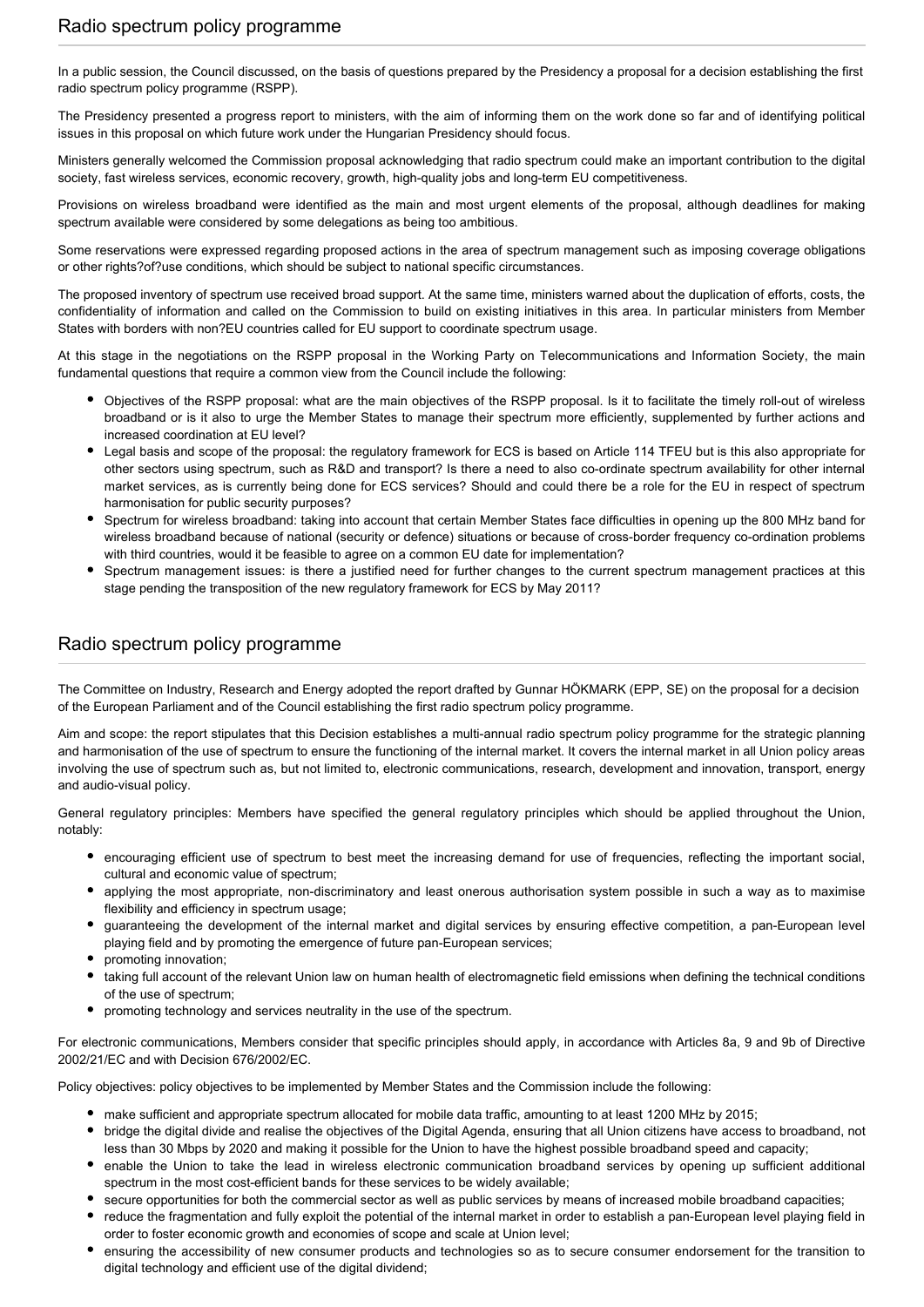## Radio spectrum policy programme

In a public session, the Council discussed, on the basis of questions prepared by the Presidency a proposal for a decision establishing the first radio spectrum policy programme (RSPP).

The Presidency presented a progress report to ministers, with the aim of informing them on the work done so far and of identifying political issues in this proposal on which future work under the Hungarian Presidency should focus.

Ministers generally welcomed the Commission proposal acknowledging that radio spectrum could make an important contribution to the digital society, fast wireless services, economic recovery, growth, high-quality jobs and long-term EU competitiveness.

Provisions on wireless broadband were identified as the main and most urgent elements of the proposal, although deadlines for making spectrum available were considered by some delegations as being too ambitious.

Some reservations were expressed regarding proposed actions in the area of spectrum management such as imposing coverage obligations or other rights?of?use conditions, which should be subject to national specific circumstances.

The proposed inventory of spectrum use received broad support. At the same time, ministers warned about the duplication of efforts, costs, the confidentiality of information and called on the Commission to build on existing initiatives in this area. In particular ministers from Member States with borders with non?EU countries called for EU support to coordinate spectrum usage.

At this stage in the negotiations on the RSPP proposal in the Working Party on Telecommunications and Information Society, the main fundamental questions that require a common view from the Council include the following:

- Objectives of the RSPP proposal: what are the main objectives of the RSPP proposal. Is it to facilitate the timely roll-out of wireless broadband or is it also to urge the Member States to manage their spectrum more efficiently, supplemented by further actions and increased coordination at EU level?
- Legal basis and scope of the proposal: the regulatory framework for ECS is based on Article 114 TFEU but is this also appropriate for other sectors using spectrum, such as R&D and transport? Is there a need to also co-ordinate spectrum availability for other internal market services, as is currently being done for ECS services? Should and could there be a role for the EU in respect of spectrum harmonisation for public security purposes?
- Spectrum for wireless broadband: taking into account that certain Member States face difficulties in opening up the 800 MHz band for wireless broadband because of national (security or defence) situations or because of cross-border frequency co-ordination problems with third countries, would it be feasible to agree on a common EU date for implementation?
- Spectrum management issues: is there a justified need for further changes to the current spectrum management practices at this stage pending the transposition of the new regulatory framework for ECS by May 2011?

## Radio spectrum policy programme

The Committee on Industry, Research and Energy adopted the report drafted by Gunnar HÖKMARK (EPP, SE) on the proposal for a decision of the European Parliament and of the Council establishing the first radio spectrum policy programme.

Aim and scope: the report stipulates that this Decision establishes a multi-annual radio spectrum policy programme for the strategic planning and harmonisation of the use of spectrum to ensure the functioning of the internal market. It covers the internal market in all Union policy areas involving the use of spectrum such as, but not limited to, electronic communications, research, development and innovation, transport, energy and audio-visual policy.

General regulatory principles: Members have specified the general regulatory principles which should be applied throughout the Union, notably:

- encouraging efficient use of spectrum to best meet the increasing demand for use of frequencies, reflecting the important social, cultural and economic value of spectrum;
- applying the most appropriate, non-discriminatory and least onerous authorisation system possible in such a way as to maximise flexibility and efficiency in spectrum usage;
- guaranteeing the development of the internal market and digital services by ensuring effective competition, a pan-European level playing field and by promoting the emergence of future pan-European services;
- promoting innovation;
- taking full account of the relevant Union law on human health of electromagnetic field emissions when defining the technical conditions of the use of spectrum;
- promoting technology and services neutrality in the use of the spectrum.

For electronic communications, Members consider that specific principles should apply, in accordance with Articles 8a, 9 and 9b of Directive 2002/21/EC and with Decision 676/2002/EC.

Policy objectives: policy objectives to be implemented by Member States and the Commission include the following:

- make sufficient and appropriate spectrum allocated for mobile data traffic, amounting to at least 1200 MHz by 2015;
- bridge the digital divide and realise the objectives of the Digital Agenda, ensuring that all Union citizens have access to broadband, not less than 30 Mbps by 2020 and making it possible for the Union to have the highest possible broadband speed and capacity;
- enable the Union to take the lead in wireless electronic communication broadband services by opening up sufficient additional spectrum in the most cost-efficient bands for these services to be widely available;
- secure opportunities for both the commercial sector as well as public services by means of increased mobile broadband capacities;
- reduce the fragmentation and fully exploit the potential of the internal market in order to establish a pan-European level playing field in order to foster economic growth and economies of scope and scale at Union level;
- ensuring the accessibility of new consumer products and technologies so as to secure consumer endorsement for the transition to digital technology and efficient use of the digital dividend;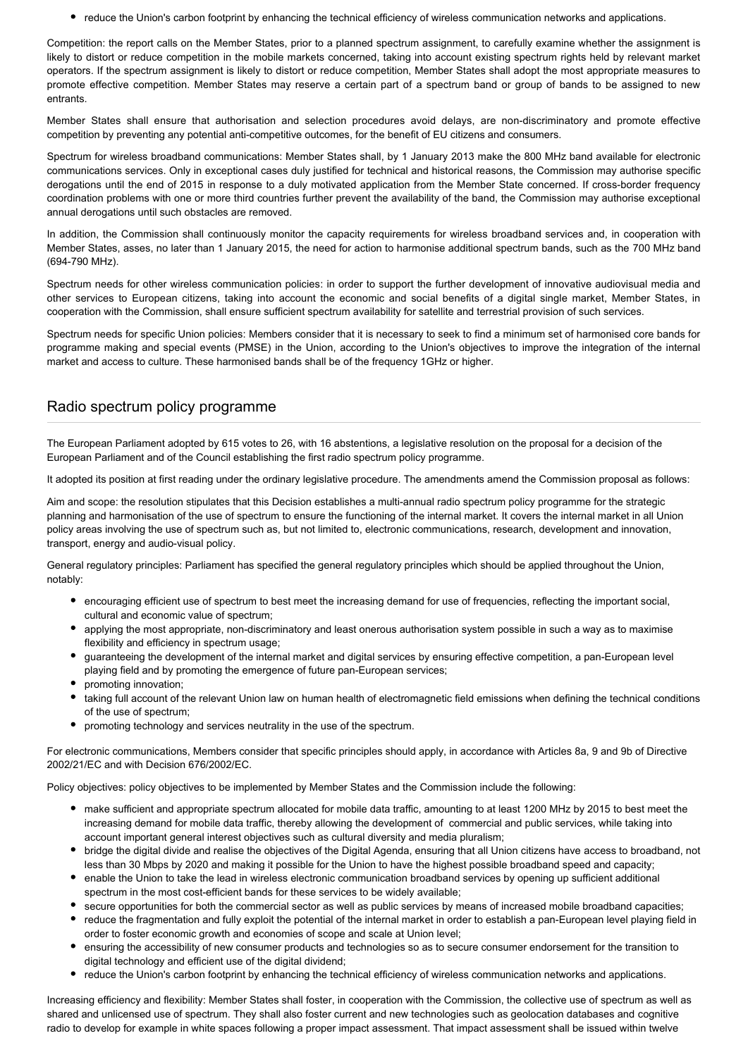- reduce the Union's carbon footprint by enhancing the technical efficiency of wireless communication networks and applications.

Competition: the report calls on the Member States, prior to a planned spectrum assignment, to carefully examine whether the assignment is likely to distort or reduce competition in the mobile markets concerned, taking into account existing spectrum rights held by relevant market operators. If the spectrum assignment is likely to distort or reduce competition, Member States shall adopt the most appropriate measures to promote effective competition. Member States may reserve a certain part of a spectrum band or group of bands to be assigned to new entrants.

Member States shall ensure that authorisation and selection procedures avoid delays, are non-discriminatory and promote effective competition by preventing any potential anti-competitive outcomes, for the benefit of EU citizens and consumers.

Spectrum for wireless broadband communications: Member States shall, by 1 January 2013 make the 800 MHz band available for electronic communications services. Only in exceptional cases duly justified for technical and historical reasons, the Commission may authorise specific derogations until the end of 2015 in response to a duly motivated application from the Member State concerned. If cross-border frequency coordination problems with one or more third countries further prevent the availability of the band, the Commission may authorise exceptional annual derogations until such obstacles are removed.

In addition, the Commission shall continuously monitor the capacity requirements for wireless broadband services and, in cooperation with Member States, asses, no later than 1 January 2015, the need for action to harmonise additional spectrum bands, such as the 700 MHz band (694-790 MHz).

Spectrum needs for other wireless communication policies: in order to support the further development of innovative audiovisual media and other services to European citizens, taking into account the economic and social benefits of a digital single market, Member States, in cooperation with the Commission, shall ensure sufficient spectrum availability for satellite and terrestrial provision of such services.

Spectrum needs for specific Union policies: Members consider that it is necessary to seek to find a minimum set of harmonised core bands for programme making and special events (PMSE) in the Union, according to the Union's objectives to improve the integration of the internal market and access to culture. These harmonised bands shall be of the frequency 1GHz or higher.

## Radio spectrum policy programme

The European Parliament adopted by 615 votes to 26, with 16 abstentions, a legislative resolution on the proposal for a decision of the European Parliament and of the Council establishing the first radio spectrum policy programme.

It adopted its position at first reading under the ordinary legislative procedure. The amendments amend the Commission proposal as follows:

Aim and scope: the resolution stipulates that this Decision establishes a multi-annual radio spectrum policy programme for the strategic planning and harmonisation of the use of spectrum to ensure the functioning of the internal market. It covers the internal market in all Union policy areas involving the use of spectrum such as, but not limited to, electronic communications, research, development and innovation, transport, energy and audio-visual policy.

General regulatory principles: Parliament has specified the general regulatory principles which should be applied throughout the Union, notably:

- encouraging efficient use of spectrum to best meet the increasing demand for use of frequencies, reflecting the important social, cultural and economic value of spectrum;
- applying the most appropriate, non-discriminatory and least onerous authorisation system possible in such a way as to maximise flexibility and efficiency in spectrum usage;
- guaranteeing the development of the internal market and digital services by ensuring effective competition, a pan-European level playing field and by promoting the emergence of future pan-European services;
- promoting innovation;
- taking full account of the relevant Union law on human health of electromagnetic field emissions when defining the technical conditions of the use of spectrum;
- promoting technology and services neutrality in the use of the spectrum.

For electronic communications, Members consider that specific principles should apply, in accordance with Articles 8a, 9 and 9b of Directive 2002/21/EC and with Decision 676/2002/EC.

Policy objectives: policy objectives to be implemented by Member States and the Commission include the following:

- make sufficient and appropriate spectrum allocated for mobile data traffic, amounting to at least 1200 MHz by 2015 to best meet the increasing demand for mobile data traffic, thereby allowing the development of commercial and public services, while taking into account important general interest objectives such as cultural diversity and media pluralism;
- bridge the digital divide and realise the objectives of the Digital Agenda, ensuring that all Union citizens have access to broadband, not less than 30 Mbps by 2020 and making it possible for the Union to have the highest possible broadband speed and capacity;
- enable the Union to take the lead in wireless electronic communication broadband services by opening up sufficient additional spectrum in the most cost-efficient bands for these services to be widely available;
- secure opportunities for both the commercial sector as well as public services by means of increased mobile broadband capacities;
- reduce the fragmentation and fully exploit the potential of the internal market in order to establish a pan-European level playing field in order to foster economic growth and economies of scope and scale at Union level;
- ensuring the accessibility of new consumer products and technologies so as to secure consumer endorsement for the transition to digital technology and efficient use of the digital dividend;
- reduce the Union's carbon footprint by enhancing the technical efficiency of wireless communication networks and applications.

Increasing efficiency and flexibility: Member States shall foster, in cooperation with the Commission, the collective use of spectrum as well as shared and unlicensed use of spectrum. They shall also foster current and new technologies such as geolocation databases and cognitive radio to develop for example in white spaces following a proper impact assessment. That impact assessment shall be issued within twelve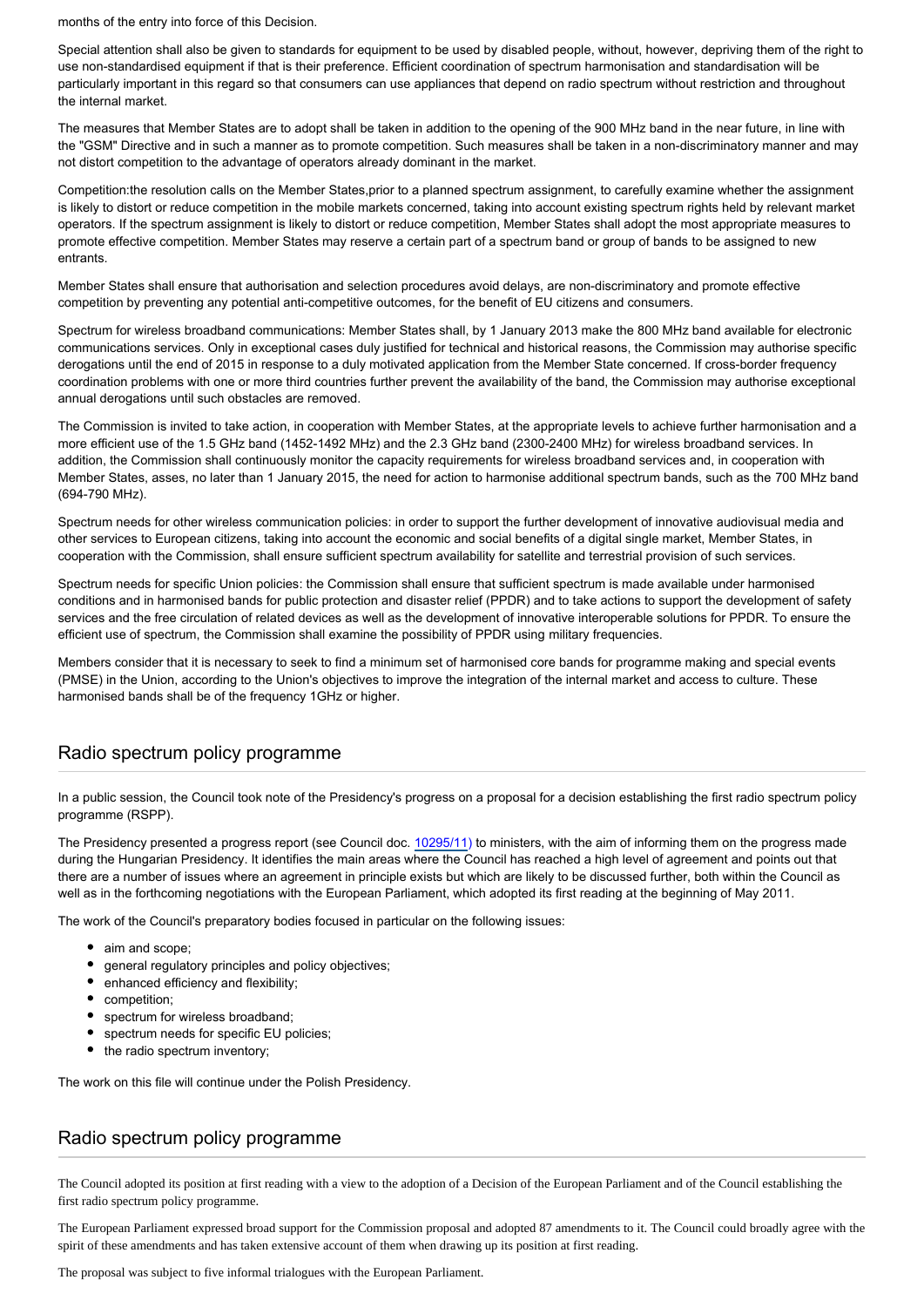months of the entry into force of this Decision.

Special attention shall also be given to standards for equipment to be used by disabled people, without, however, depriving them of the right to use non-standardised equipment if that is their preference. Efficient coordination of spectrum harmonisation and standardisation will be particularly important in this regard so that consumers can use appliances that depend on radio spectrum without restriction and throughout the internal market.

The measures that Member States are to adopt shall be taken in addition to the opening of the 900 MHz band in the near future, in line with the "GSM" Directive and in such a manner as to promote competition. Such measures shall be taken in a non-discriminatory manner and may not distort competition to the advantage of operators already dominant in the market.

Competition:the resolution calls on the Member States,prior to a planned spectrum assignment, to carefully examine whether the assignment is likely to distort or reduce competition in the mobile markets concerned, taking into account existing spectrum rights held by relevant market operators. If the spectrum assignment is likely to distort or reduce competition, Member States shall adopt the most appropriate measures to promote effective competition. Member States may reserve a certain part of a spectrum band or group of bands to be assigned to new entrants.

Member States shall ensure that authorisation and selection procedures avoid delays, are non-discriminatory and promote effective competition by preventing any potential anti-competitive outcomes, for the benefit of EU citizens and consumers.

Spectrum for wireless broadband communications: Member States shall, by 1 January 2013 make the 800 MHz band available for electronic communications services. Only in exceptional cases duly justified for technical and historical reasons, the Commission may authorise specific derogations until the end of 2015 in response to a duly motivated application from the Member State concerned. If cross-border frequency coordination problems with one or more third countries further prevent the availability of the band, the Commission may authorise exceptional annual derogations until such obstacles are removed.

The Commission is invited to take action, in cooperation with Member States, at the appropriate levels to achieve further harmonisation and a more efficient use of the 1.5 GHz band (1452-1492 MHz) and the 2.3 GHz band (2300-2400 MHz) for wireless broadband services. In addition, the Commission shall continuously monitor the capacity requirements for wireless broadband services and, in cooperation with Member States, asses, no later than 1 January 2015, the need for action to harmonise additional spectrum bands, such as the 700 MHz band (694-790 MHz).

Spectrum needs for other wireless communication policies: in order to support the further development of innovative audiovisual media and other services to European citizens, taking into account the economic and social benefits of a digital single market, Member States, in cooperation with the Commission, shall ensure sufficient spectrum availability for satellite and terrestrial provision of such services.

Spectrum needs for specific Union policies: the Commission shall ensure that sufficient spectrum is made available under harmonised conditions and in harmonised bands for public protection and disaster relief (PPDR) and to take actions to support the development of safety services and the free circulation of related devices as well as the development of innovative interoperable solutions for PPDR. To ensure the efficient use of spectrum, the Commission shall examine the possibility of PPDR using military frequencies.

Members consider that it is necessary to seek to find a minimum set of harmonised core bands for programme making and special events (PMSE) in the Union, according to the Union's objectives to improve the integration of the internal market and access to culture. These harmonised bands shall be of the frequency 1GHz or higher.

## Radio spectrum policy programme

In a public session, the Council took note of the Presidency's progress on a proposal for a decision establishing the first radio spectrum policy programme (RSPP).

The Presidency presented a progress report (see Council doc. 10295/11) to ministers, with the aim of informing them on the progress made during the Hungarian Presidency. It identifies the main areas where the Council has reached a high level of agreement and points out that there are a number of issues where an agreement in principle exists but which are likely to be discussed further, both within the Council as well as in the forthcoming negotiations with the European Parliament, which adopted its first reading at the beginning of May 2011.

The work of the Council's preparatory bodies focused in particular on the following issues:

- aim and scope;
- general regulatory principles and policy objectives;
- enhanced efficiency and flexibility;
- competition;
- spectrum for wireless broadband;
- spectrum needs for specific EU policies;
- the radio spectrum inventory;

The work on this file will continue under the Polish Presidency.

## Radio spectrum policy programme

The Council adopted its position at first reading with a view to the adoption of a Decision of the European Parliament and of the Council establishing the first radio spectrum policy programme.

The European Parliament expressed broad support for the Commission proposal and adopted 87 amendments to it. The Council could broadly agree with the spirit of these amendments and has taken extensive account of them when drawing up its position at first reading.

The proposal was subject to five informal trialogues with the European Parliament.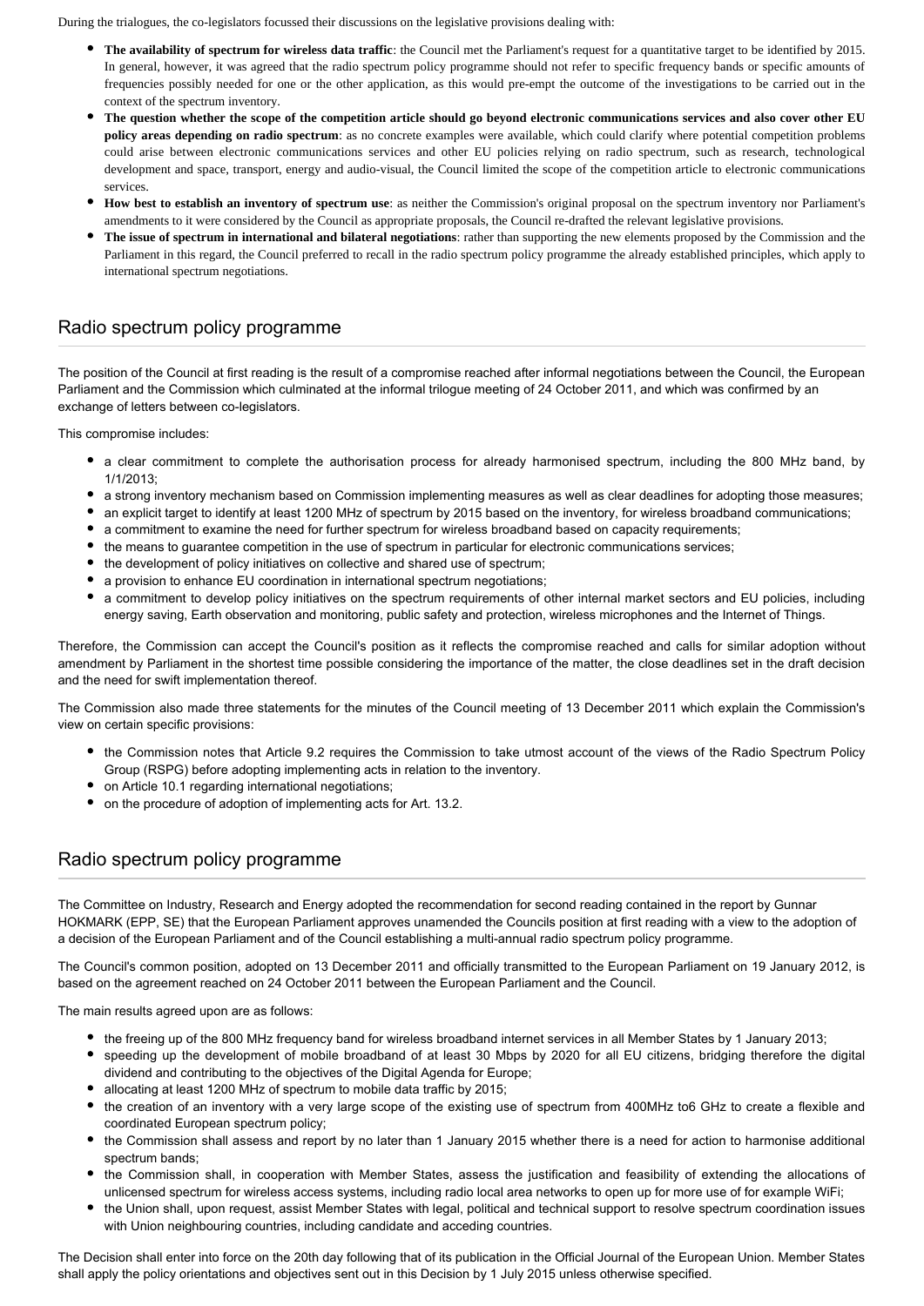During the trialogues, the co-legislators focussed their discussions on the legislative provisions dealing with:

- **The availability of spectrum for wireless data traffic**: the Council met the Parliament's request for a quantitative target to be identified by 2015. In general, however, it was agreed that the radio spectrum policy programme should not refer to specific frequency bands or specific amounts of frequencies possibly needed for one or the other application, as this would pre-empt the outcome of the investigations to be carried out in the context of the spectrum inventory.
- **The question whether the scope of the competition article should go beyond electronic communications services and also cover other EU policy areas depending on radio spectrum**: as no concrete examples were available, which could clarify where potential competition problems could arise between electronic communications services and other EU policies relying on radio spectrum, such as research, technological development and space, transport, energy and audio-visual, the Council limited the scope of the competition article to electronic communications services.
- **How best to establish an inventory of spectrum use**: as neither the Commission's original proposal on the spectrum inventory nor Parliament's amendments to it were considered by the Council as appropriate proposals, the Council re-drafted the relevant legislative provisions.
- **The issue of spectrum in international and bilateral negotiations**: rather than supporting the new elements proposed by the Commission and the Parliament in this regard, the Council preferred to recall in the radio spectrum policy programme the already established principles, which apply to international spectrum negotiations.

## Radio spectrum policy programme

The position of the Council at first reading is the result of a compromise reached after informal negotiations between the Council, the European Parliament and the Commission which culminated at the informal trilogue meeting of 24 October 2011, and which was confirmed by an exchange of letters between co-legislators.

This compromise includes:

- a clear commitment to complete the authorisation process for already harmonised spectrum, including the 800 MHz band, by 1/1/2013;
- a strong inventory mechanism based on Commission implementing measures as well as clear deadlines for adopting those measures;
- an explicit target to identify at least 1200 MHz of spectrum by 2015 based on the inventory, for wireless broadband communications;
- a commitment to examine the need for further spectrum for wireless broadband based on capacity requirements;
- the means to guarantee competition in the use of spectrum in particular for electronic communications services;
- the development of policy initiatives on collective and shared use of spectrum;
- a provision to enhance EU coordination in international spectrum negotiations;
- a commitment to develop policy initiatives on the spectrum requirements of other internal market sectors and EU policies, including energy saving, Earth observation and monitoring, public safety and protection, wireless microphones and the Internet of Things.

Therefore, the Commission can accept the Council's position as it reflects the compromise reached and calls for similar adoption without amendment by Parliament in the shortest time possible considering the importance of the matter, the close deadlines set in the draft decision and the need for swift implementation thereof.

The Commission also made three statements for the minutes of the Council meeting of 13 December 2011 which explain the Commission's view on certain specific provisions:

- the Commission notes that Article 9.2 requires the Commission to take utmost account of the views of the Radio Spectrum Policy Group (RSPG) before adopting implementing acts in relation to the inventory.
- on Article 10.1 regarding international negotiations;
- on the procedure of adoption of implementing acts for Art. 13.2.

## Radio spectrum policy programme

The Committee on Industry, Research and Energy adopted the recommendation for second reading contained in the report by Gunnar HOKMARK (EPP, SE) that the European Parliament approves unamended the Councils position at first reading with a view to the adoption of a decision of the European Parliament and of the Council establishing a multi-annual radio spectrum policy programme.

The Council's common position, adopted on 13 December 2011 and officially transmitted to the European Parliament on 19 January 2012, is based on the agreement reached on 24 October 2011 between the European Parliament and the Council.

The main results agreed upon are as follows:

- the freeing up of the 800 MHz frequency band for wireless broadband internet services in all Member States by 1 January 2013;
- speeding up the development of mobile broadband of at least 30 Mbps by 2020 for all EU citizens, bridging therefore the digital dividend and contributing to the objectives of the Digital Agenda for Europe;
- allocating at least 1200 MHz of spectrum to mobile data traffic by 2015;
- the creation of an inventory with a very large scope of the existing use of spectrum from 400MHz to6 GHz to create a flexible and coordinated European spectrum policy;
- the Commission shall assess and report by no later than 1 January 2015 whether there is a need for action to harmonise additional spectrum bands;
- the Commission shall, in cooperation with Member States, assess the justification and feasibility of extending the allocations of unlicensed spectrum for wireless access systems, including radio local area networks to open up for more use of for example WiFi;
- the Union shall, upon request, assist Member States with legal, political and technical support to resolve spectrum coordination issues with Union neighbouring countries, including candidate and acceding countries.

The Decision shall enter into force on the 20th day following that of its publication in the Official Journal of the European Union. Member States shall apply the policy orientations and objectives sent out in this Decision by 1 July 2015 unless otherwise specified.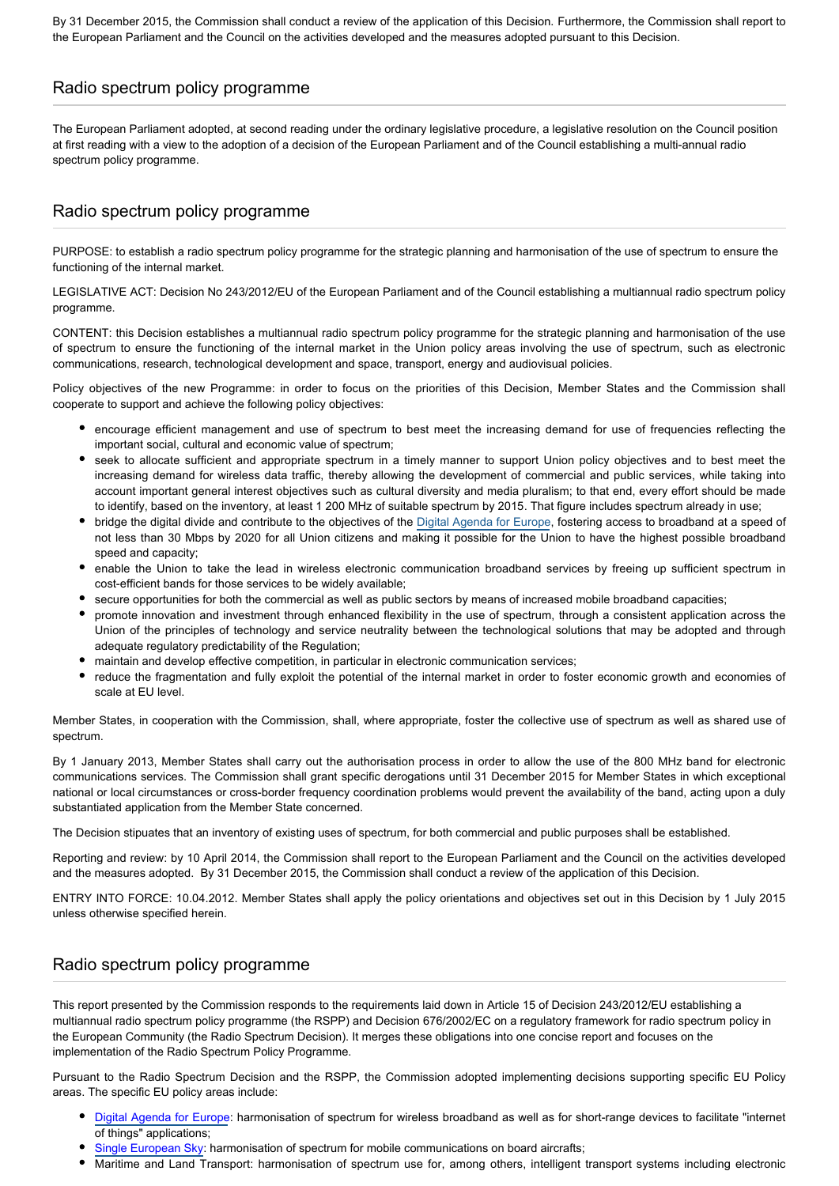By 31 December 2015, the Commission shall conduct a review of the application of this Decision. Furthermore, the Commission shall report to the European Parliament and the Council on the activities developed and the measures adopted pursuant to this Decision.

## Radio spectrum policy programme

The European Parliament adopted, at second reading under the ordinary legislative procedure, a legislative resolution on the Council position at first reading with a view to the adoption of a decision of the European Parliament and of the Council establishing a multi-annual radio spectrum policy programme.

## Radio spectrum policy programme

PURPOSE: to establish a radio spectrum policy programme for the strategic planning and harmonisation of the use of spectrum to ensure the functioning of the internal market.

LEGISLATIVE ACT: Decision No 243/2012/EU of the European Parliament and of the Council establishing a multiannual radio spectrum policy programme.

CONTENT: this Decision establishes a multiannual radio spectrum policy programme for the strategic planning and harmonisation of the use of spectrum to ensure the functioning of the internal market in the Union policy areas involving the use of spectrum, such as electronic communications, research, technological development and space, transport, energy and audiovisual policies.

Policy objectives of the new Programme: in order to focus on the priorities of this Decision, Member States and the Commission shall cooperate to support and achieve the following policy objectives:

- encourage efficient management and use of spectrum to best meet the increasing demand for use of frequencies reflecting the important social, cultural and economic value of spectrum;
- seek to allocate sufficient and appropriate spectrum in a timely manner to support Union policy objectives and to best meet the increasing demand for wireless data traffic, thereby allowing the development of commercial and public services, while taking into account important general interest objectives such as cultural diversity and media pluralism; to that end, every effort should be made to identify, based on the inventory, at least 1 200 MHz of suitable spectrum by 2015. That figure includes spectrum already in use;
- bridge the digital divide and contribute to the objectives of the Digital Agenda for Europe, fostering access to broadband at a speed of not less than 30 Mbps by 2020 for all Union citizens and making it possible for the Union to have the highest possible broadband speed and capacity;
- enable the Union to take the lead in wireless electronic communication broadband services by freeing up sufficient spectrum in cost-efficient bands for those services to be widely available;
- secure opportunities for both the commercial as well as public sectors by means of increased mobile broadband capacities;
- promote innovation and investment through enhanced flexibility in the use of spectrum, through a consistent application across the Union of the principles of technology and service neutrality between the technological solutions that may be adopted and through adequate regulatory predictability of the Regulation;
- maintain and develop effective competition, in particular in electronic communication services;
- reduce the fragmentation and fully exploit the potential of the internal market in order to foster economic growth and economies of scale at EU level.

Member States, in cooperation with the Commission, shall, where appropriate, foster the collective use of spectrum as well as shared use of spectrum.

By 1 January 2013, Member States shall carry out the authorisation process in order to allow the use of the 800 MHz band for electronic communications services. The Commission shall grant specific derogations until 31 December 2015 for Member States in which exceptional national or local circumstances or cross-border frequency coordination problems would prevent the availability of the band, acting upon a duly substantiated application from the Member State concerned.

The Decision stipuates that an inventory of existing uses of spectrum, for both commercial and public purposes shall be established.

Reporting and review: by 10 April 2014, the Commission shall report to the European Parliament and the Council on the activities developed and the measures adopted. By 31 December 2015, the Commission shall conduct a review of the application of this Decision.

ENTRY INTO FORCE: 10.04.2012. Member States shall apply the policy orientations and objectives set out in this Decision by 1 July 2015 unless otherwise specified herein.

## Radio spectrum policy programme

This report presented by the Commission responds to the requirements laid down in Article 15 of Decision 243/2012/EU establishing a multiannual radio spectrum policy programme (the RSPP) and Decision 676/2002/EC on a regulatory framework for radio spectrum policy in the European Community (the Radio Spectrum Decision). It merges these obligations into one concise report and focuses on the implementation of the Radio Spectrum Policy Programme.

Pursuant to the Radio Spectrum Decision and the RSPP, the Commission adopted implementing decisions supporting specific EU Policy areas. The specific EU policy areas include:

- Digital Agenda for Europe: harmonisation of spectrum for wireless broadband as well as for short-range devices to facilitate "internet of things" applications;
- Single European Sky: harmonisation of spectrum for mobile communications on board aircrafts;
- Maritime and Land Transport: harmonisation of spectrum use for, among others, intelligent transport systems including electronic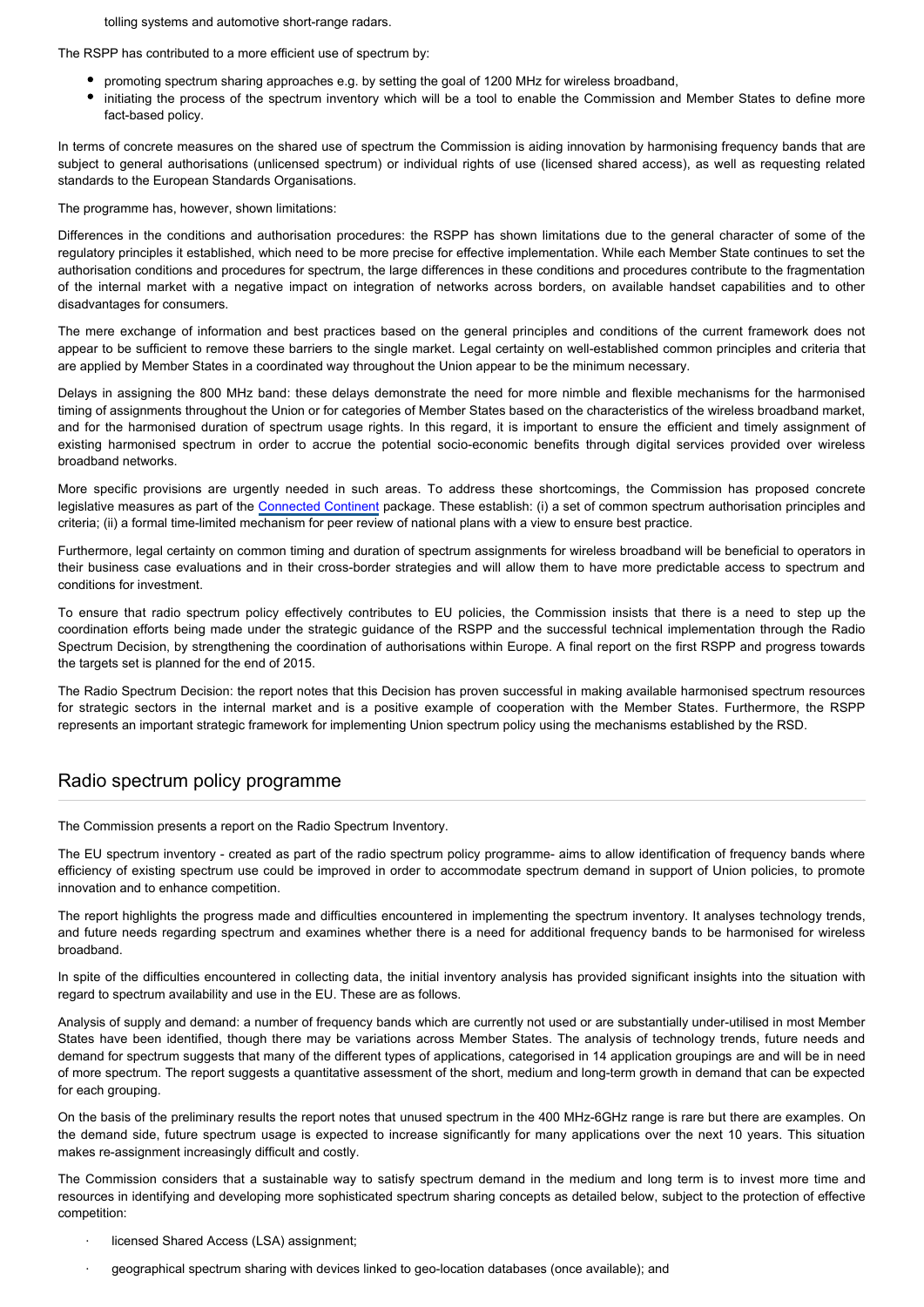tolling systems and automotive short-range radars.

The RSPP has contributed to a more efficient use of spectrum by:

- promoting spectrum sharing approaches e.g. by setting the goal of 1200 MHz for wireless broadband,
- initiating the process of the spectrum inventory which will be a tool to enable the Commission and Member States to define more fact-based policy.

In terms of concrete measures on the shared use of spectrum the Commission is aiding innovation by harmonising frequency bands that are subject to general authorisations (unlicensed spectrum) or individual rights of use (licensed shared access), as well as requesting related standards to the European Standards Organisations.

The programme has, however, shown limitations:

Differences in the conditions and authorisation procedures: the RSPP has shown limitations due to the general character of some of the regulatory principles it established, which need to be more precise for effective implementation. While each Member State continues to set the authorisation conditions and procedures for spectrum, the large differences in these conditions and procedures contribute to the fragmentation of the internal market with a negative impact on integration of networks across borders, on available handset capabilities and to other disadvantages for consumers.

The mere exchange of information and best practices based on the general principles and conditions of the current framework does not appear to be sufficient to remove these barriers to the single market. Legal certainty on well-established common principles and criteria that are applied by Member States in a coordinated way throughout the Union appear to be the minimum necessary.

Delays in assigning the 800 MHz band: these delays demonstrate the need for more nimble and flexible mechanisms for the harmonised timing of assignments throughout the Union or for categories of Member States based on the characteristics of the wireless broadband market, and for the harmonised duration of spectrum usage rights. In this regard, it is important to ensure the efficient and timely assignment of existing harmonised spectrum in order to accrue the potential socio-economic benefits through digital services provided over wireless broadband networks.

More specific provisions are urgently needed in such areas. To address these shortcomings, the Commission has proposed concrete legislative measures as part of the Connected Continent package. These establish: (i) a set of common spectrum authorisation principles and criteria; (ii) a formal time-limited mechanism for peer review of national plans with a view to ensure best practice.

Furthermore, legal certainty on common timing and duration of spectrum assignments for wireless broadband will be beneficial to operators in their business case evaluations and in their cross-border strategies and will allow them to have more predictable access to spectrum and conditions for investment.

To ensure that radio spectrum policy effectively contributes to EU policies, the Commission insists that there is a need to step up the coordination efforts being made under the strategic guidance of the RSPP and the successful technical implementation through the Radio Spectrum Decision, by strengthening the coordination of authorisations within Europe. A final report on the first RSPP and progress towards the targets set is planned for the end of 2015.

The Radio Spectrum Decision: the report notes that this Decision has proven successful in making available harmonised spectrum resources for strategic sectors in the internal market and is a positive example of cooperation with the Member States. Furthermore, the RSPP represents an important strategic framework for implementing Union spectrum policy using the mechanisms established by the RSD.

## Radio spectrum policy programme

The Commission presents a report on the Radio Spectrum Inventory.

The EU spectrum inventory - created as part of the radio spectrum policy programme- aims to allow identification of frequency bands where efficiency of existing spectrum use could be improved in order to accommodate spectrum demand in support of Union policies, to promote innovation and to enhance competition.

The report highlights the progress made and difficulties encountered in implementing the spectrum inventory. It analyses technology trends, and future needs regarding spectrum and examines whether there is a need for additional frequency bands to be harmonised for wireless broadband.

In spite of the difficulties encountered in collecting data, the initial inventory analysis has provided significant insights into the situation with regard to spectrum availability and use in the EU. These are as follows.

Analysis of supply and demand: a number of frequency bands which are currently not used or are substantially under-utilised in most Member States have been identified, though there may be variations across Member States. The analysis of technology trends, future needs and demand for spectrum suggests that many of the different types of applications, categorised in 14 application groupings are and will be in need of more spectrum. The report suggests a quantitative assessment of the short, medium and long-term growth in demand that can be expected for each grouping.

On the basis of the preliminary results the report notes that unused spectrum in the 400 MHz-6GHz range is rare but there are examples. On the demand side, future spectrum usage is expected to increase significantly for many applications over the next 10 years. This situation makes re-assignment increasingly difficult and costly.

The Commission considers that a sustainable way to satisfy spectrum demand in the medium and long term is to invest more time and resources in identifying and developing more sophisticated spectrum sharing concepts as detailed below, subject to the protection of effective competition:

- licensed Shared Access (LSA) assignment;
- geographical spectrum sharing with devices linked to geo-location databases (once available); and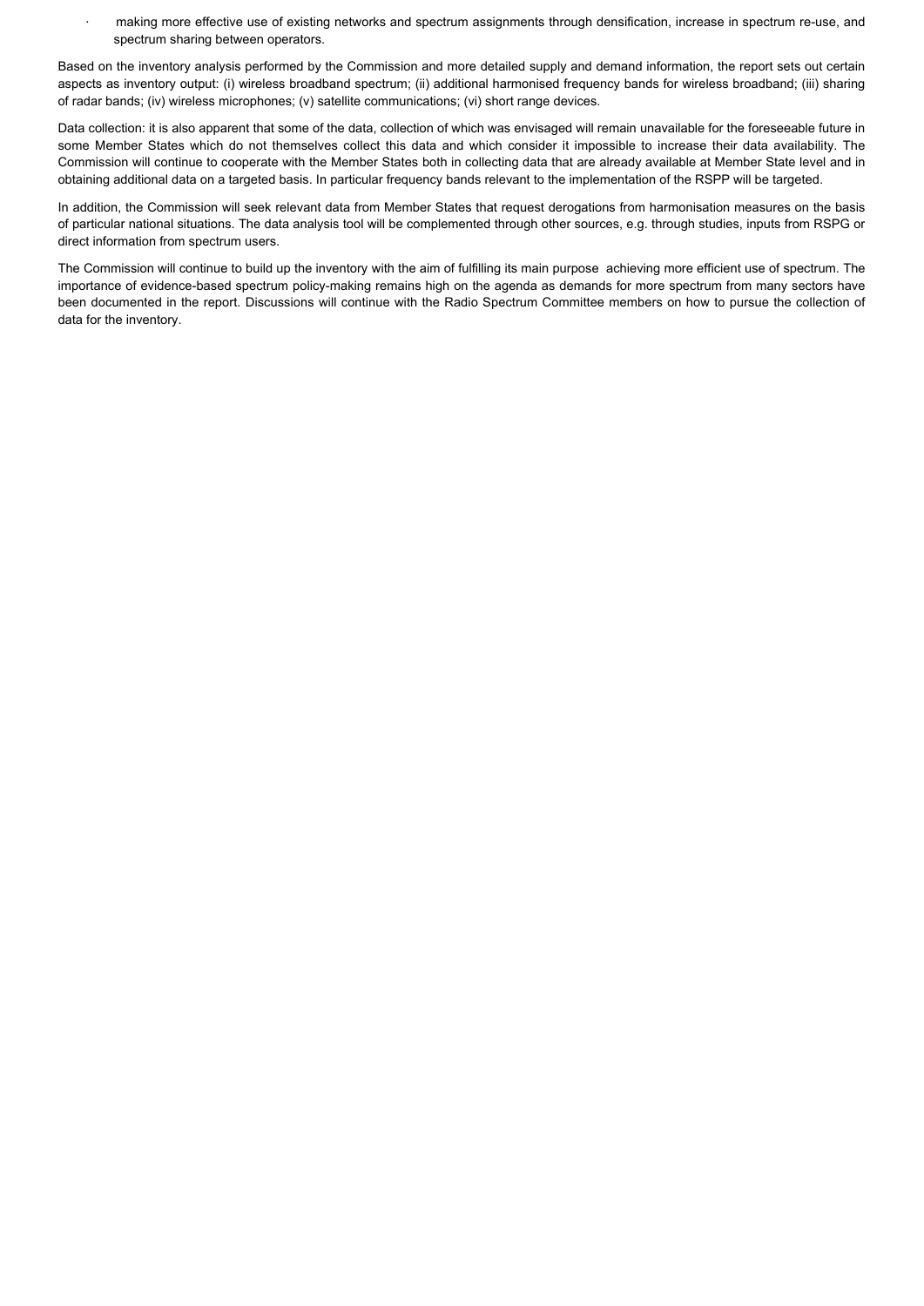- making more effective use of existing networks and spectrum assignments through densification, increase in spectrum re-use, and spectrum sharing between operators.

Based on the inventory analysis performed by the Commission and more detailed supply and demand information, the report sets out certain aspects as inventory output: (i) wireless broadband spectrum; (ii) additional harmonised frequency bands for wireless broadband; (iii) sharing of radar bands; (iv) wireless microphones; (v) satellite communications; (vi) short range devices.

Data collection: it is also apparent that some of the data, collection of which was envisaged will remain unavailable for the foreseeable future in some Member States which do not themselves collect this data and which consider it impossible to increase their data availability. The Commission will continue to cooperate with the Member States both in collecting data that are already available at Member State level and in obtaining additional data on a targeted basis. In particular frequency bands relevant to the implementation of the RSPP will be targeted.

In addition, the Commission will seek relevant data from Member States that request derogations from harmonisation measures on the basis of particular national situations. The data analysis tool will be complemented through other sources, e.g. through studies, inputs from RSPG or direct information from spectrum users.

The Commission will continue to build up the inventory with the aim of fulfilling its main purpose  achieving more efficient use of spectrum. The importance of evidence-based spectrum policy-making remains high on the agenda as demands for more spectrum from many sectors have been documented in the report. Discussions will continue with the Radio Spectrum Committee members on how to pursue the collection of data for the inventory.